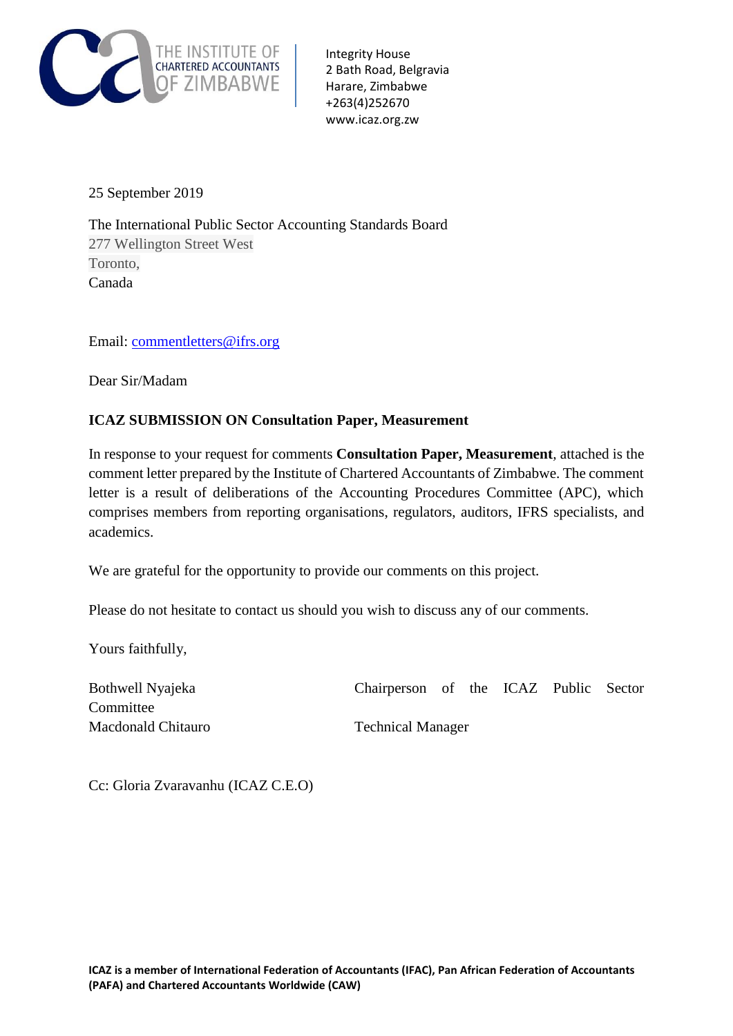THE INSTITUTE OF CHARTERED ACCOUNTANTS OF ZIMBABWE

Integrity House
2 Bath Road, Belgravia
Harare, Zimbabwe
+263(4)252670
www.icaz.org.zw

25 September 2019

The International Public Sector Accounting Standards Board
277 Wellington Street West
Toronto,
Canada

Email: commentletters@ifrs.org

Dear Sir/Madam

**ICAZ SUBMISSION ON Consultation Paper, Measurement**

In response to your request for comments **Consultation Paper, Measurement**, attached is the comment letter prepared by the Institute of Chartered Accountants of Zimbabwe. The comment letter is a result of deliberations of the Accounting Procedures Committee (APC), which comprises members from reporting organisations, regulators, auditors, IFRS specialists, and academics.

We are grateful for the opportunity to provide our comments on this project.

Please do not hesitate to contact us should you wish to discuss any of our comments.

Yours faithfully,

Bothwell Nyajeka — Chairperson of the ICAZ Public Sector Committee
Macdonald Chitauro — Technical Manager

Cc: Gloria Zvaravanhu (ICAZ C.E.O)

**ICAZ is a member of International Federation of Accountants (IFAC), Pan African Federation of Accountants (PAFA) and Chartered Accountants Worldwide (CAW)**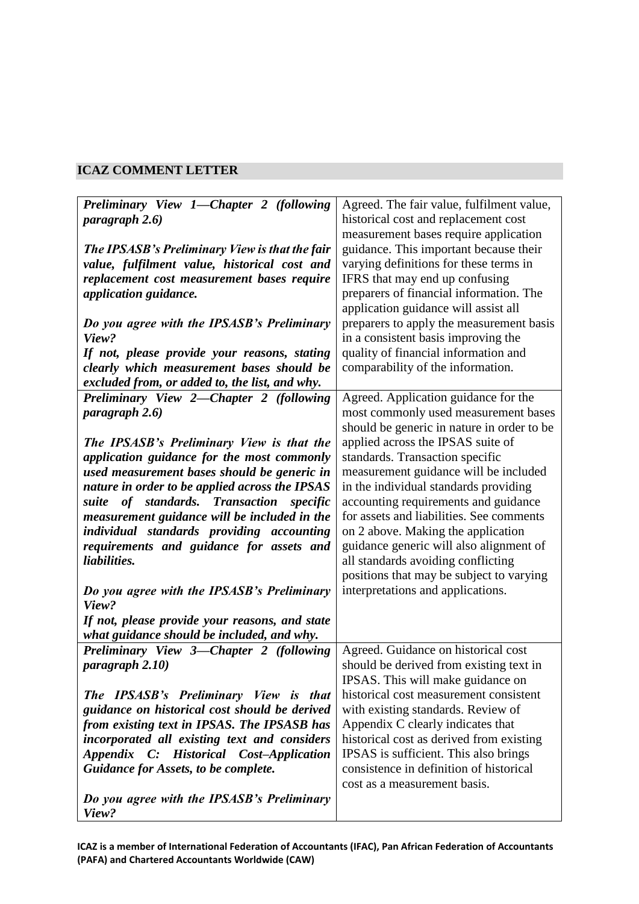## ICAZ COMMENT LETTER

| | |
|---|---|
| ***Preliminary View 1—Chapter 2 (following paragraph 2.6)***<br><br>***The IPSASB's Preliminary View is that the fair value, fulfilment value, historical cost and replacement cost measurement bases require application guidance.***<br><br>***Do you agree with the IPSASB's Preliminary View?***<br>***If not, please provide your reasons, stating clearly which measurement bases should be excluded from, or added to, the list, and why.*** | Agreed. The fair value, fulfilment value, historical cost and replacement cost measurement bases require application guidance. This important because their varying definitions for these terms in IFRS that may end up confusing preparers of financial information. The application guidance will assist all preparers to apply the measurement basis in a consistent basis improving the quality of financial information and comparability of the information. |
| ***Preliminary View 2—Chapter 2 (following paragraph 2.6)***<br><br>***The IPSASB's Preliminary View is that the application guidance for the most commonly used measurement bases should be generic in nature in order to be applied across the IPSAS suite of standards. Transaction specific measurement guidance will be included in the individual standards providing accounting requirements and guidance for assets and liabilities.***<br><br>***Do you agree with the IPSASB's Preliminary View?***<br>***If not, please provide your reasons, and state what guidance should be included, and why.*** | Agreed. Application guidance for the most commonly used measurement bases should be generic in nature in order to be applied across the IPSAS suite of standards. Transaction specific measurement guidance will be included in the individual standards providing accounting requirements and guidance for assets and liabilities. See comments on 2 above. Making the application guidance generic will also alignment of all standards avoiding conflicting positions that may be subject to varying interpretations and applications. |
| ***Preliminary View 3—Chapter 2 (following paragraph 2.10)***<br><br>***The IPSASB's Preliminary View is that guidance on historical cost should be derived from existing text in IPSAS. The IPSASB has incorporated all existing text and considers Appendix C: Historical Cost–Application Guidance for Assets, to be complete.***<br><br>***Do you agree with the IPSASB's Preliminary View?*** | Agreed. Guidance on historical cost should be derived from existing text in IPSAS. This will make guidance on historical cost measurement consistent with existing standards. Review of Appendix C clearly indicates that historical cost as derived from existing IPSAS is sufficient. This also brings consistence in definition of historical cost as a measurement basis. |

**ICAZ is a member of International Federation of Accountants (IFAC), Pan African Federation of Accountants (PAFA) and Chartered Accountants Worldwide (CAW)**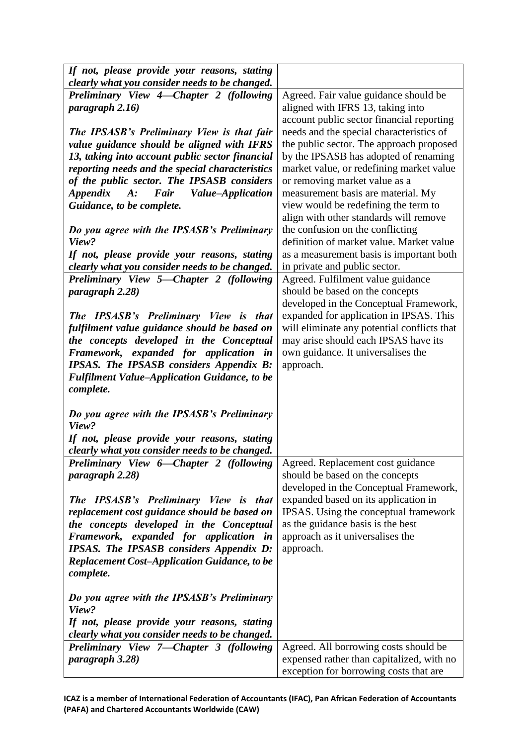| | |
|---|---|
| ***If not, please provide your reasons, stating clearly what you consider needs to be changed.*** | |
| ***Preliminary View 4—Chapter 2 (following paragraph 2.16)***<br><br>***The IPSASB's Preliminary View is that fair value guidance should be aligned with IFRS 13, taking into account public sector financial reporting needs and the special characteristics of the public sector. The IPSASB considers Appendix A: Fair Value–Application Guidance, to be complete.***<br><br>***Do you agree with the IPSASB's Preliminary View?***<br>***If not, please provide your reasons, stating clearly what you consider needs to be changed.*** | Agreed. Fair value guidance should be aligned with IFRS 13, taking into account public sector financial reporting needs and the special characteristics of the public sector. The approach proposed by the IPSASB has adopted of renaming market value, or redefining market value or removing market value as a measurement basis are material. My view would be redefining the term to align with other standards will remove the confusion on the conflicting definition of market value. Market value as a measurement basis is important both in private and public sector. |
| ***Preliminary View 5—Chapter 2 (following paragraph 2.28)***<br><br>***The IPSASB's Preliminary View is that fulfilment value guidance should be based on the concepts developed in the Conceptual Framework, expanded for application in IPSAS. The IPSASB considers Appendix B: Fulfilment Value–Application Guidance, to be complete.***<br><br>***Do you agree with the IPSASB's Preliminary View?***<br>***If not, please provide your reasons, stating clearly what you consider needs to be changed.*** | Agreed. Fulfilment value guidance should be based on the concepts developed in the Conceptual Framework, expanded for application in IPSAS. This will eliminate any potential conflicts that may arise should each IPSAS have its own guidance. It universalises the approach. |
| ***Preliminary View 6—Chapter 2 (following paragraph 2.28)***<br><br>***The IPSASB's Preliminary View is that replacement cost guidance should be based on the concepts developed in the Conceptual Framework, expanded for application in IPSAS. The IPSASB considers Appendix D: Replacement Cost–Application Guidance, to be complete.***<br><br>***Do you agree with the IPSASB's Preliminary View?***<br>***If not, please provide your reasons, stating clearly what you consider needs to be changed.*** | Agreed. Replacement cost guidance should be based on the concepts developed in the Conceptual Framework, expanded based on its application in IPSAS. Using the conceptual framework as the guidance basis is the best approach as it universalises the approach. |
| ***Preliminary View 7—Chapter 3 (following paragraph 3.28)*** | Agreed. All borrowing costs should be expensed rather than capitalized, with no exception for borrowing costs that are |

**ICAZ is a member of International Federation of Accountants (IFAC), Pan African Federation of Accountants (PAFA) and Chartered Accountants Worldwide (CAW)**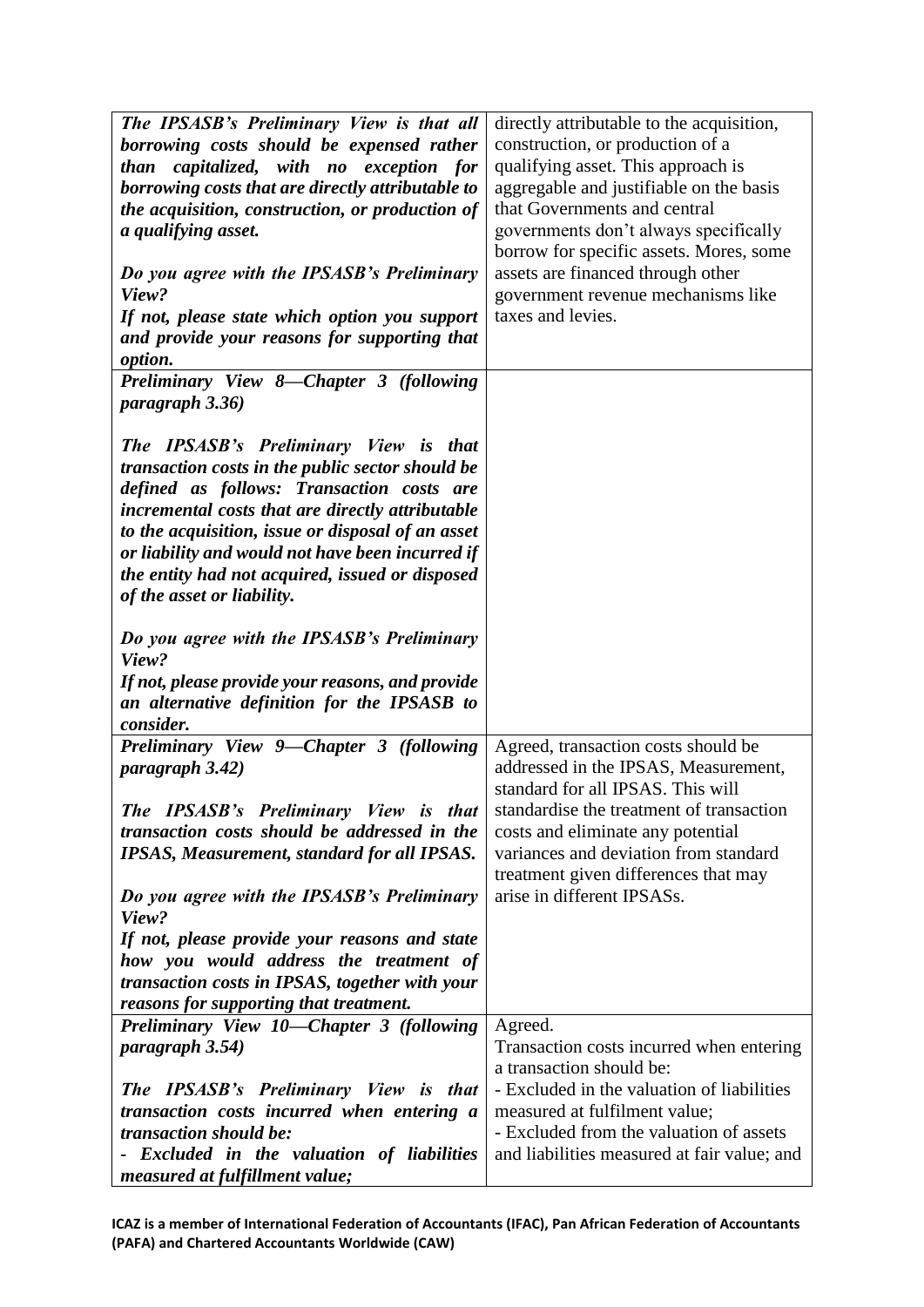| | |
|---|---|
| ***The IPSASB's Preliminary View is that all borrowing costs should be expensed rather than capitalized, with no exception for borrowing costs that are directly attributable to the acquisition, construction, or production of a qualifying asset.***<br><br>***Do you agree with the IPSASB's Preliminary View?***<br>***If not, please state which option you support and provide your reasons for supporting that option.*** | directly attributable to the acquisition, construction, or production of a qualifying asset. This approach is aggregable and justifiable on the basis that Governments and central governments don't always specifically borrow for specific assets. Mores, some assets are financed through other government revenue mechanisms like taxes and levies. |
| ***Preliminary View 8—Chapter 3 (following paragraph 3.36)***<br><br>***The IPSASB's Preliminary View is that transaction costs in the public sector should be defined as follows: Transaction costs are incremental costs that are directly attributable to the acquisition, issue or disposal of an asset or liability and would not have been incurred if the entity had not acquired, issued or disposed of the asset or liability.***<br><br>***Do you agree with the IPSASB's Preliminary View?***<br>***If not, please provide your reasons, and provide an alternative definition for the IPSASB to consider.*** | |
| ***Preliminary View 9—Chapter 3 (following paragraph 3.42)***<br><br>***The IPSASB's Preliminary View is that transaction costs should be addressed in the IPSAS, Measurement, standard for all IPSAS.***<br><br>***Do you agree with the IPSASB's Preliminary View?***<br>***If not, please provide your reasons and state how you would address the treatment of transaction costs in IPSAS, together with your reasons for supporting that treatment.*** | Agreed, transaction costs should be addressed in the IPSAS, Measurement, standard for all IPSAS. This will standardise the treatment of transaction costs and eliminate any potential variances and deviation from standard treatment given differences that may arise in different IPSASs. |
| ***Preliminary View 10—Chapter 3 (following paragraph 3.54)***<br><br>***The IPSASB's Preliminary View is that transaction costs incurred when entering a transaction should be:***<br>***- Excluded in the valuation of liabilities measured at fulfillment value;*** | Agreed.<br>Transaction costs incurred when entering a transaction should be:<br>- Excluded in the valuation of liabilities measured at fulfilment value;<br>- Excluded from the valuation of assets and liabilities measured at fair value; and |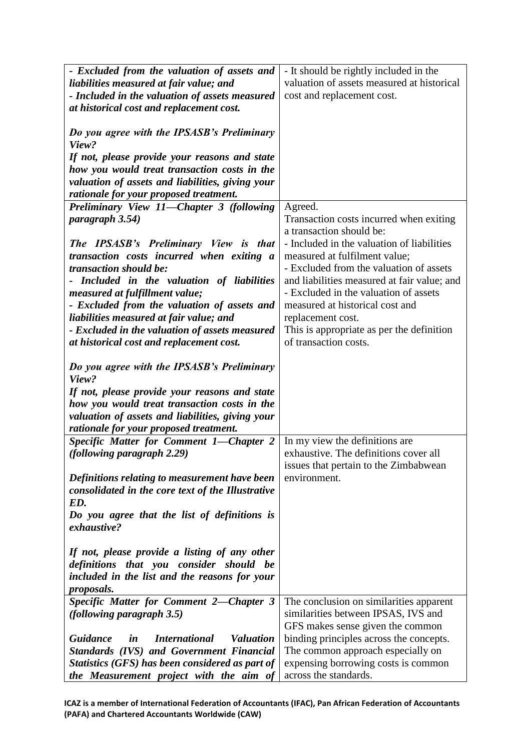| | |
|---|---|
| ***- Excluded from the valuation of assets and liabilities measured at fair value; and***<br>***- Included in the valuation of assets measured at historical cost and replacement cost.***<br><br>***Do you agree with the IPSASB's Preliminary View?***<br>***If not, please provide your reasons and state how you would treat transaction costs in the valuation of assets and liabilities, giving your rationale for your proposed treatment.*** | - It should be rightly included in the valuation of assets measured at historical cost and replacement cost. |
| ***Preliminary View 11—Chapter 3 (following paragraph 3.54)***<br><br>***The IPSASB's Preliminary View is that transaction costs incurred when exiting a transaction should be:***<br>***- Included in the valuation of liabilities measured at fulfillment value;***<br>***- Excluded from the valuation of assets and liabilities measured at fair value; and***<br>***- Excluded in the valuation of assets measured at historical cost and replacement cost.***<br><br>***Do you agree with the IPSASB's Preliminary View?***<br>***If not, please provide your reasons and state how you would treat transaction costs in the valuation of assets and liabilities, giving your rationale for your proposed treatment.*** | Agreed.<br>Transaction costs incurred when exiting a transaction should be:<br>- Included in the valuation of liabilities measured at fulfilment value;<br>- Excluded from the valuation of assets and liabilities measured at fair value; and<br>- Excluded in the valuation of assets measured at historical cost and replacement cost.<br>This is appropriate as per the definition of transaction costs. |
| ***Specific Matter for Comment 1—Chapter 2 (following paragraph 2.29)***<br><br>***Definitions relating to measurement have been consolidated in the core text of the Illustrative ED.***<br>***Do you agree that the list of definitions is exhaustive?***<br><br>***If not, please provide a listing of any other definitions that you consider should be included in the list and the reasons for your proposals.*** | In my view the definitions are exhaustive. The definitions cover all issues that pertain to the Zimbabwean environment. |
| ***Specific Matter for Comment 2—Chapter 3 (following paragraph 3.5)***<br><br>***Guidance in International Valuation Standards (IVS) and Government Financial Statistics (GFS) has been considered as part of the Measurement project with the aim of*** | The conclusion on similarities apparent similarities between IPSAS, IVS and GFS makes sense given the common binding principles across the concepts. The common approach especially on expensing borrowing costs is common across the standards. |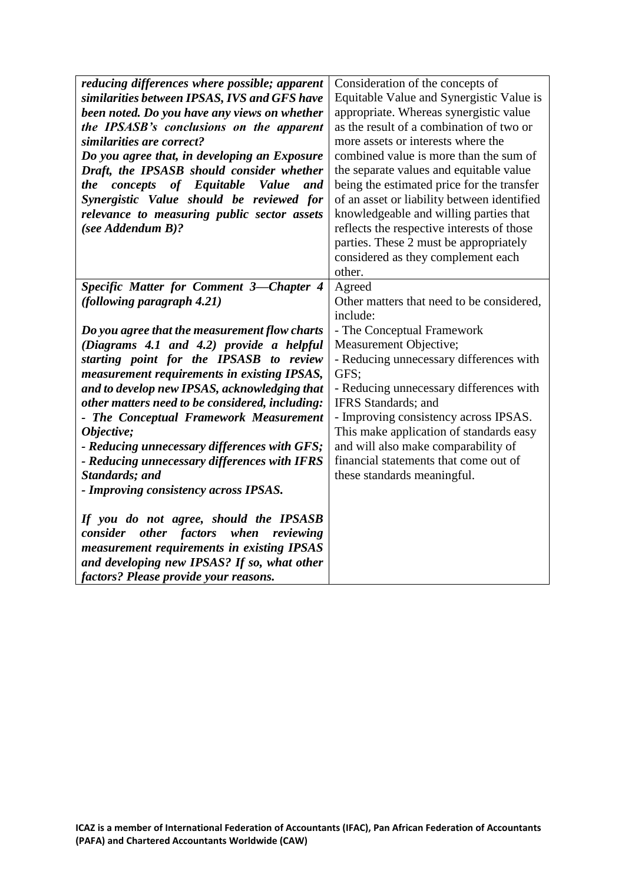| | |
|---|---|
| ***reducing differences where possible; apparent similarities between IPSAS, IVS and GFS have been noted. Do you have any views on whether the IPSASB's conclusions on the apparent similarities are correct?*** <br> ***Do you agree that, in developing an Exposure Draft, the IPSASB should consider whether the concepts of Equitable Value and Synergistic Value should be reviewed for relevance to measuring public sector assets (see Addendum B)?*** | Consideration of the concepts of Equitable Value and Synergistic Value is appropriate. Whereas synergistic value as the result of a combination of two or more assets or interests where the combined value is more than the sum of the separate values and equitable value being the estimated price for the transfer of an asset or liability between identified knowledgeable and willing parties that reflects the respective interests of those parties. These 2 must be appropriately considered as they complement each other. |
| ***Specific Matter for Comment 3—Chapter 4 (following paragraph 4.21)*** <br><br> ***Do you agree that the measurement flow charts (Diagrams 4.1 and 4.2) provide a helpful starting point for the IPSASB to review measurement requirements in existing IPSAS, and to develop new IPSAS, acknowledging that other matters need to be considered, including:*** <br> ***- The Conceptual Framework Measurement Objective;*** <br> ***- Reducing unnecessary differences with GFS;*** <br> ***- Reducing unnecessary differences with IFRS Standards; and*** <br> ***- Improving consistency across IPSAS.*** <br><br> ***If you do not agree, should the IPSASB consider other factors when reviewing measurement requirements in existing IPSAS and developing new IPSAS? If so, what other factors? Please provide your reasons.*** | Agreed <br> Other matters that need to be considered, include: <br> - The Conceptual Framework Measurement Objective; <br> - Reducing unnecessary differences with GFS; <br> - Reducing unnecessary differences with IFRS Standards; and <br> - Improving consistency across IPSAS. <br> This make application of standards easy and will also make comparability of financial statements that come out of these standards meaningful. |